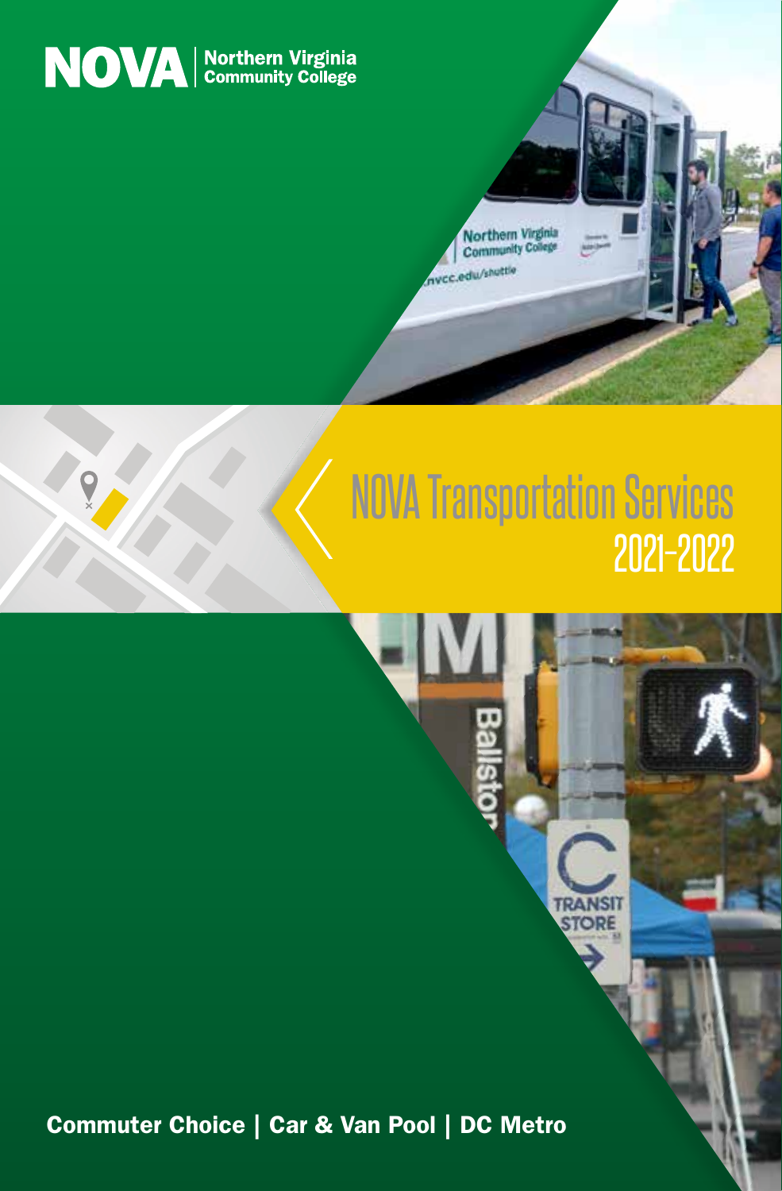NOVA | Northern Virginia Community College

# NOVA Transportation Services 2021-2022

**Commuter Choice | Car & Van Pool | DC Metro**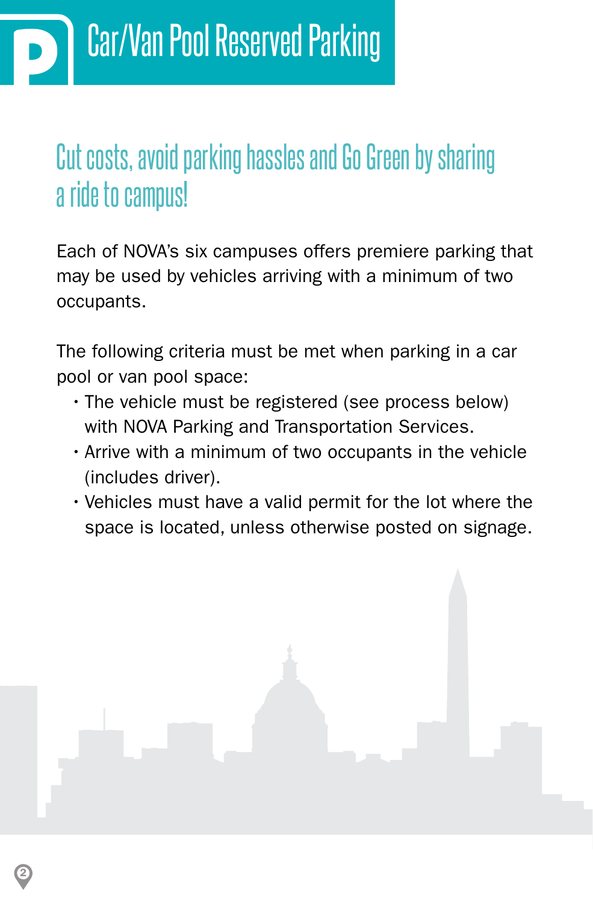# Car/Van Pool Reserved Parking

## Cut costs, avoid parking hassles and Go Green by sharing a ride to campus!

Each of NOVA's six campuses offers premiere parking that may be used by vehicles arriving with a minimum of two occupants.

The following criteria must be met when parking in a car pool or van pool space:

- The vehicle must be registered (see process below) with NOVA Parking and Transportation Services.
- Arrive with a minimum of two occupants in the vehicle (includes driver).
- Vehicles must have a valid permit for the lot where the space is located, unless otherwise posted on signage.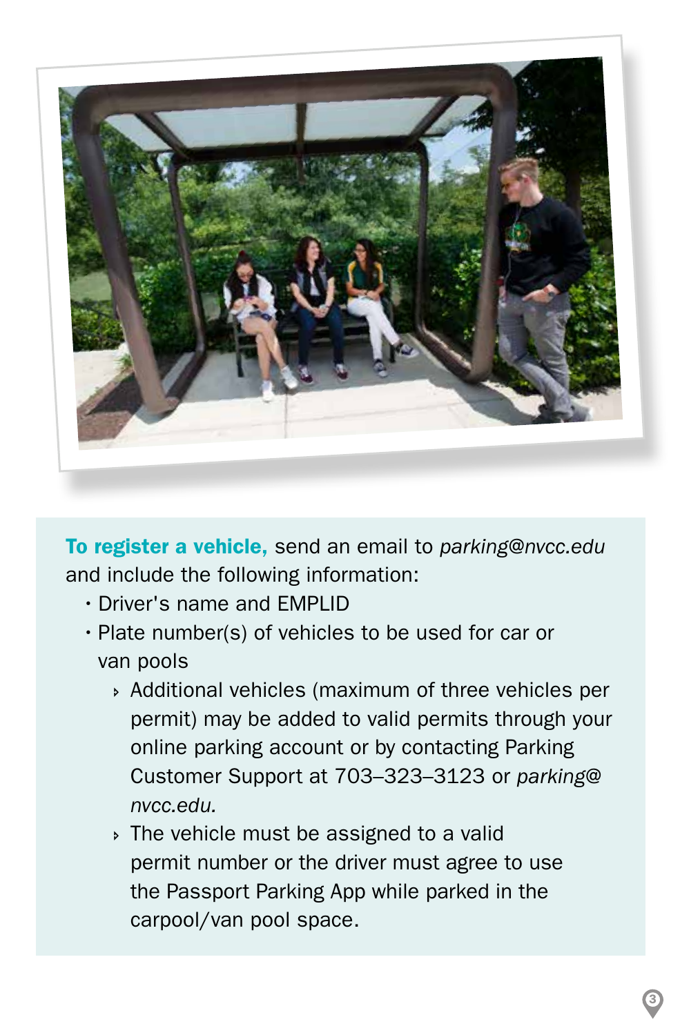**To register a vehicle,** send an email to *parking@nvcc.edu* and include the following information:

- Driver's name and EMPLID
- Plate number(s) of vehicles to be used for car or van pools
  - Additional vehicles (maximum of three vehicles per permit) may be added to valid permits through your online parking account or by contacting Parking Customer Support at 703–323–3123 or *parking@nvcc.edu.*
  - The vehicle must be assigned to a valid permit number or the driver must agree to use the Passport Parking App while parked in the carpool/van pool space.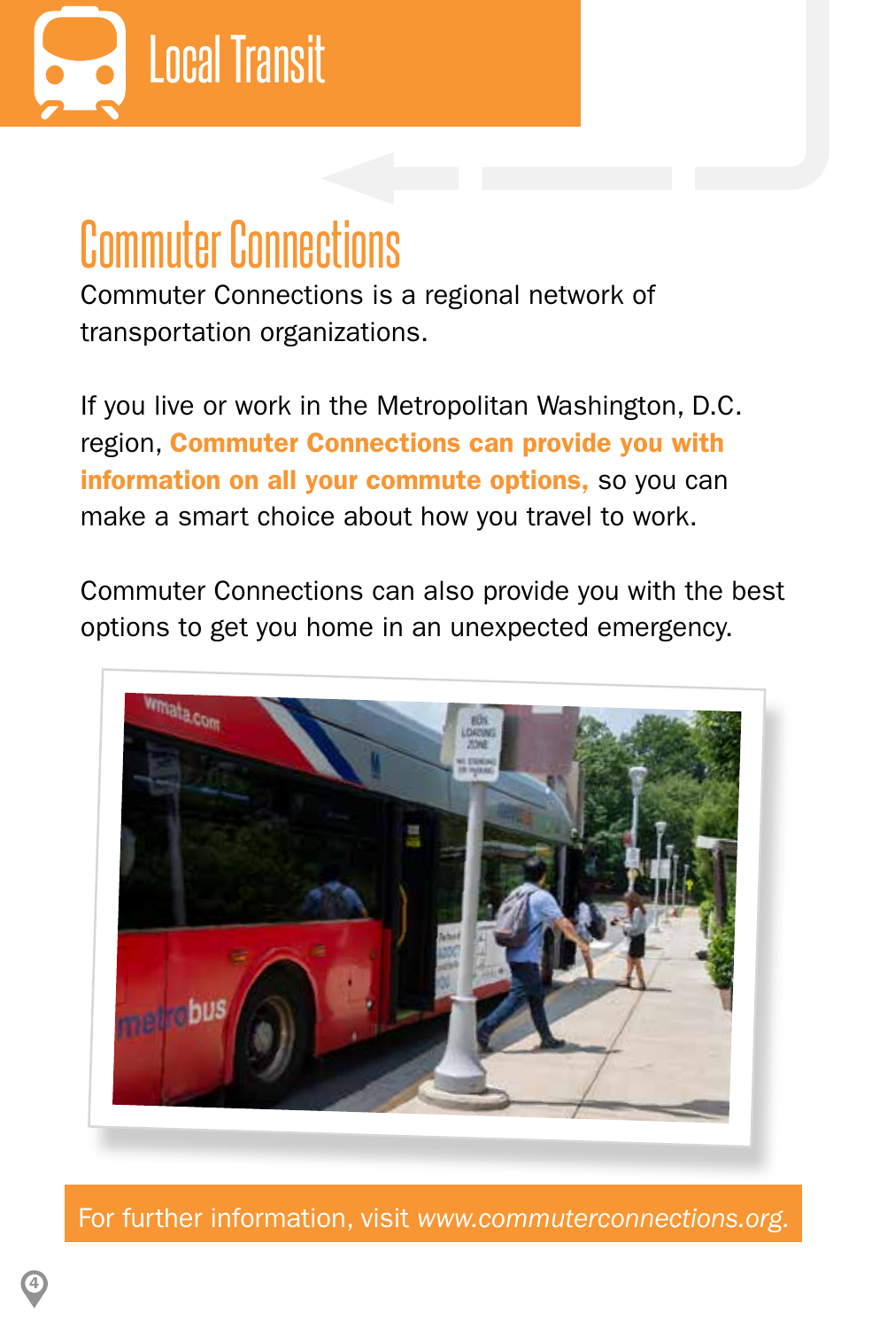# Local Transit

## Commuter Connections

Commuter Connections is a regional network of transportation organizations.

If you live or work in the Metropolitan Washington, D.C. region, **Commuter Connections can provide you with information on all your commute options,** so you can make a smart choice about how you travel to work.

Commuter Connections can also provide you with the best options to get you home in an unexpected emergency.

For further information, visit *www.commuterconnections.org*.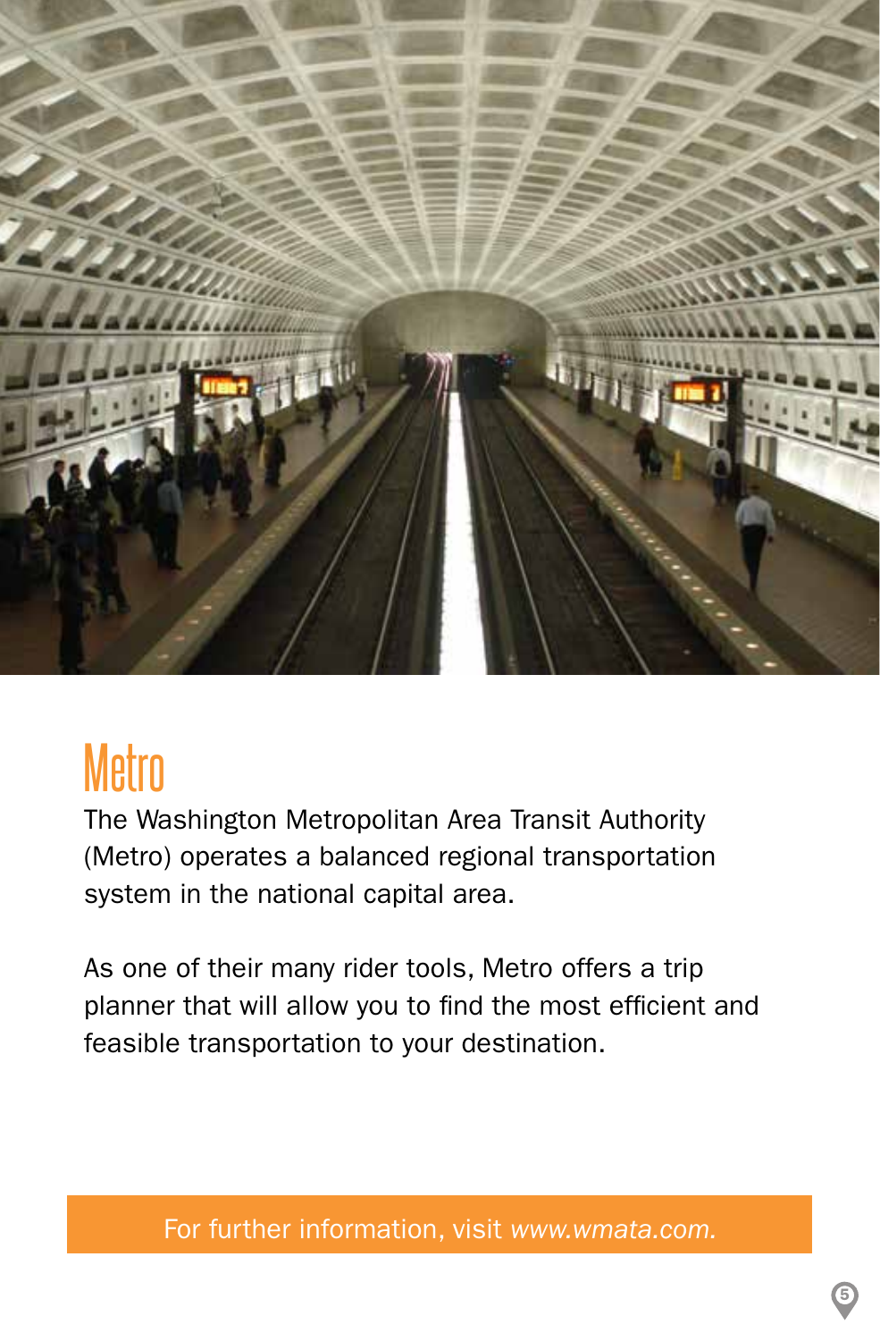# Metro

The Washington Metropolitan Area Transit Authority (Metro) operates a balanced regional transportation system in the national capital area.

As one of their many rider tools, Metro offers a trip planner that will allow you to find the most efficient and feasible transportation to your destination.

For further information, visit *www.wmata.com.*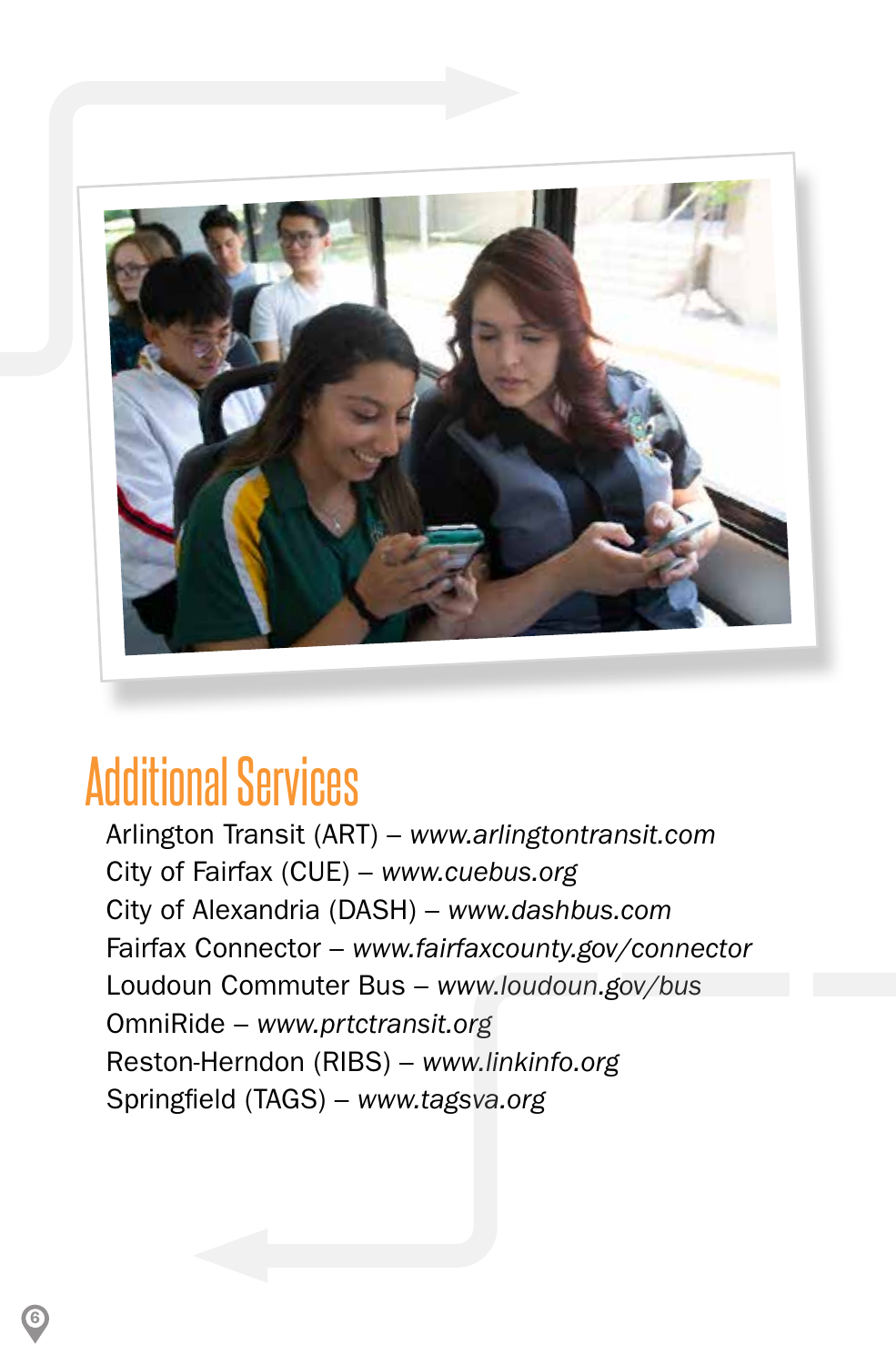## Additional Services

Arlington Transit (ART) – *www.arlingtontransit.com*
City of Fairfax (CUE) – *www.cuebus.org*
City of Alexandria (DASH) – *www.dashbus.com*
Fairfax Connector – *www.fairfaxcounty.gov/connector*
Loudoun Commuter Bus – *www.loudoun.gov/bus*
OmniRide – *www.prtctransit.org*
Reston-Herndon (RIBS) – *www.linkinfo.org*
Springfield (TAGS) – *www.tagsva.org*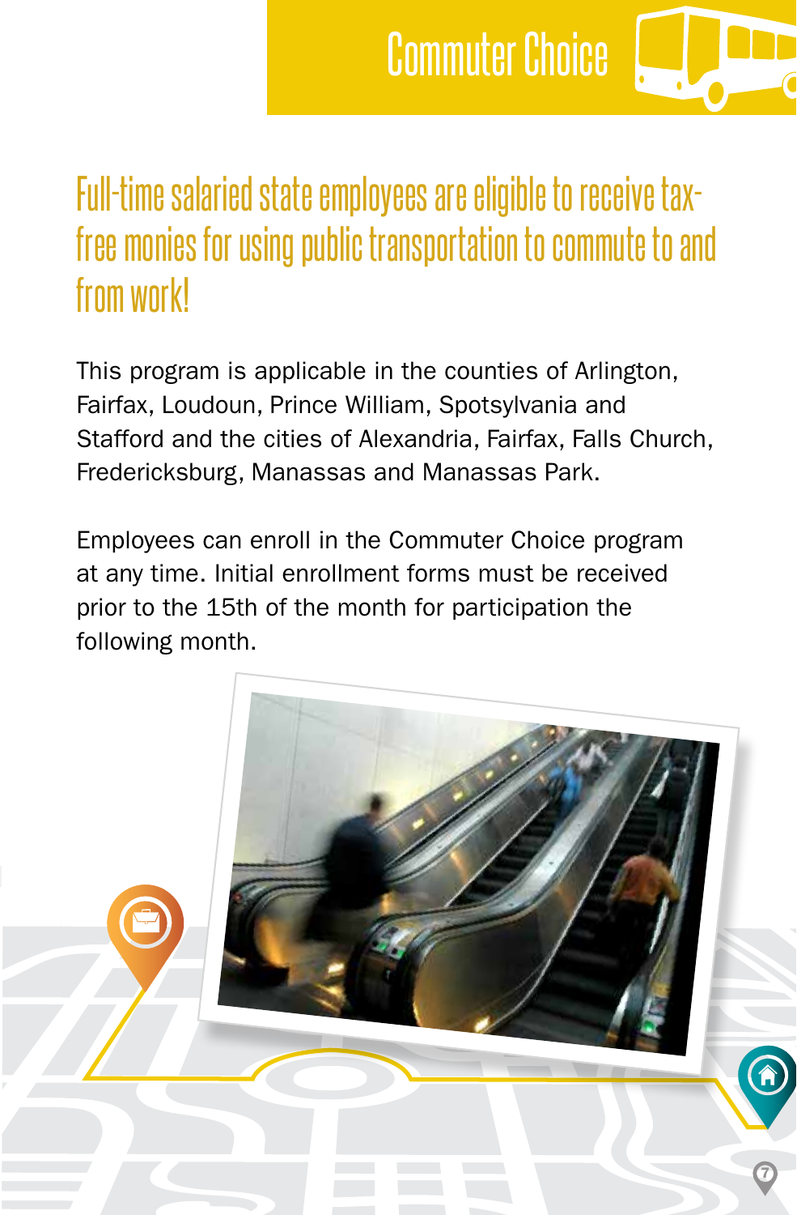# Commuter Choice

## Full-time salaried state employees are eligible to receive tax-free monies for using public transportation to commute to and from work!

This program is applicable in the counties of Arlington, Fairfax, Loudoun, Prince William, Spotsylvania and Stafford and the cities of Alexandria, Fairfax, Falls Church, Fredericksburg, Manassas and Manassas Park.

Employees can enroll in the Commuter Choice program at any time. Initial enrollment forms must be received prior to the 15th of the month for participation the following month.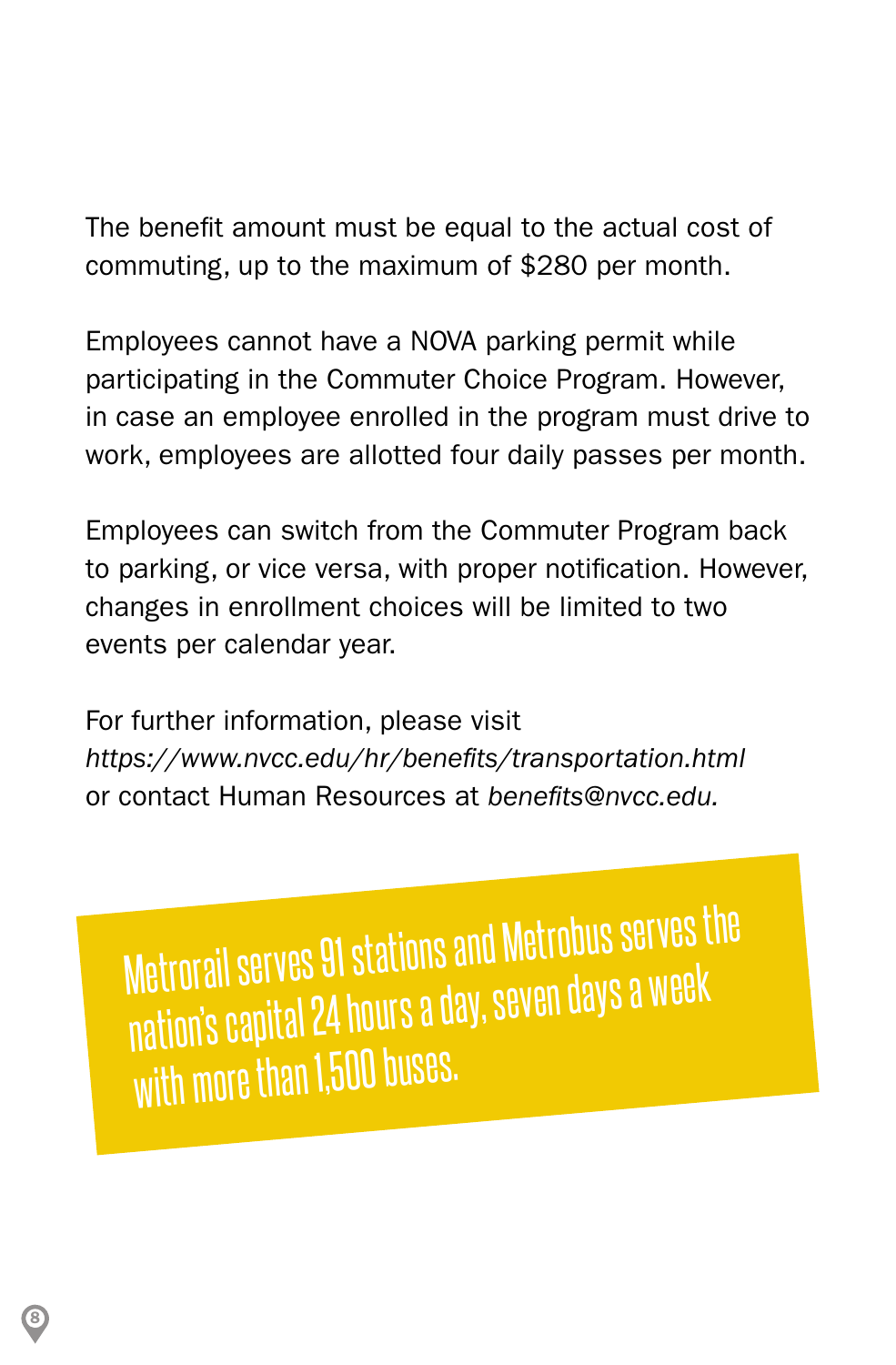The benefit amount must be equal to the actual cost of commuting, up to the maximum of $280 per month.

Employees cannot have a NOVA parking permit while participating in the Commuter Choice Program. However, in case an employee enrolled in the program must drive to work, employees are allotted four daily passes per month.

Employees can switch from the Commuter Program back to parking, or vice versa, with proper notification. However, changes in enrollment choices will be limited to two events per calendar year.

For further information, please visit *https://www.nvcc.edu/hr/benefits/transportation.html* or contact Human Resources at *benefits@nvcc.edu.*

Metrorail serves 91 stations and Metrobus serves the nation's capital 24 hours a day, seven days a week with more than 1,500 buses.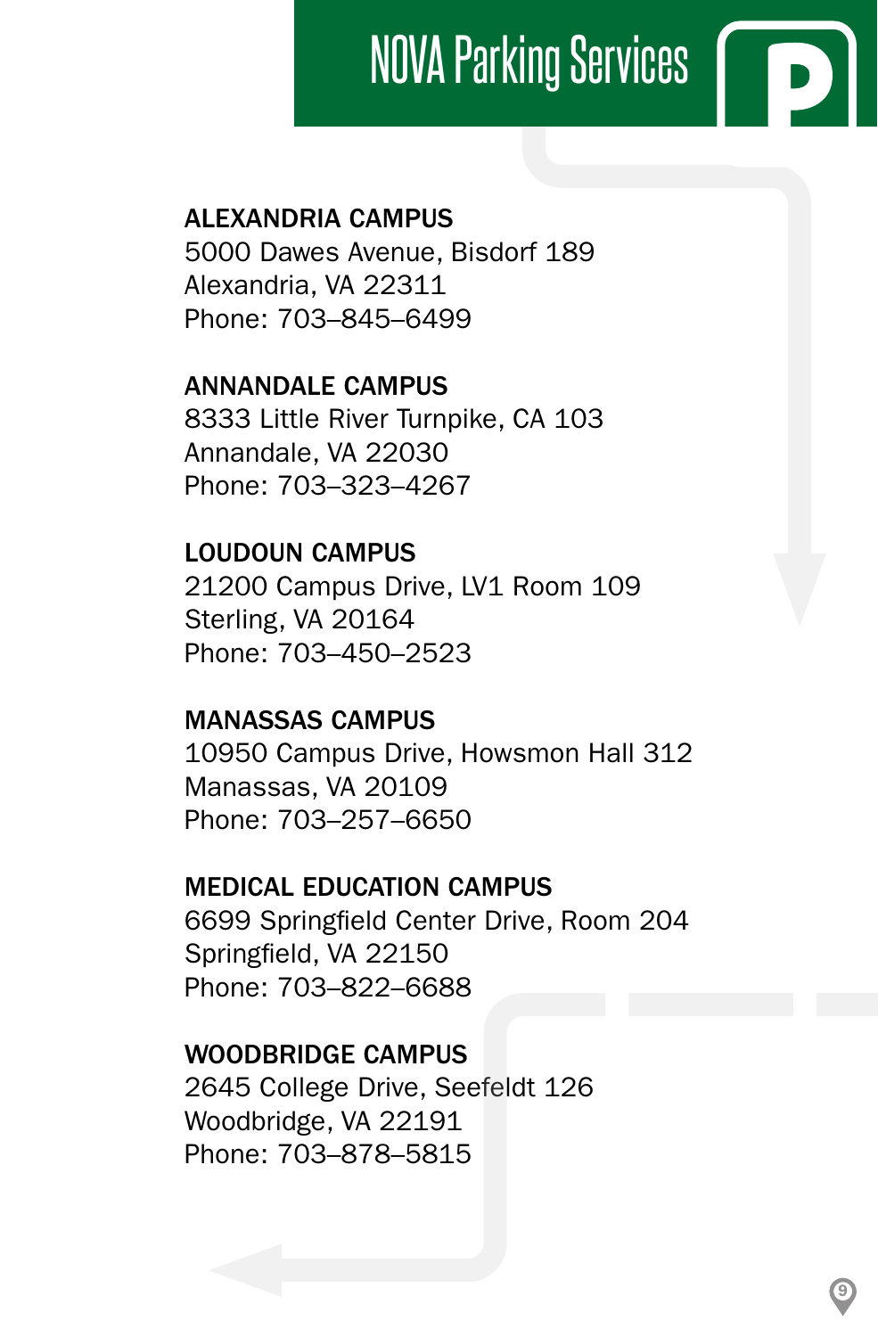# NOVA Parking Services

**ALEXANDRIA CAMPUS**
5000 Dawes Avenue, Bisdorf 189
Alexandria, VA 22311
Phone: 703–845–6499

**ANNANDALE CAMPUS**
8333 Little River Turnpike, CA 103
Annandale, VA 22030
Phone: 703–323–4267

**LOUDOUN CAMPUS**
21200 Campus Drive, LV1 Room 109
Sterling, VA 20164
Phone: 703–450–2523

**MANASSAS CAMPUS**
10950 Campus Drive, Howsmon Hall 312
Manassas, VA 20109
Phone: 703–257–6650

**MEDICAL EDUCATION CAMPUS**
6699 Springfield Center Drive, Room 204
Springfield, VA 22150
Phone: 703–822–6688

**WOODBRIDGE CAMPUS**
2645 College Drive, Seefeldt 126
Woodbridge, VA 22191
Phone: 703–878–5815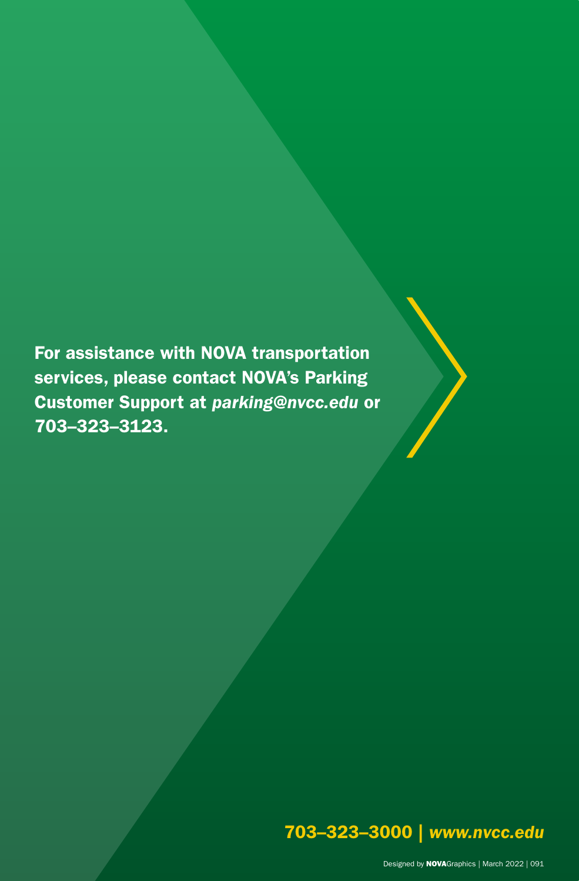**For assistance with NOVA transportation services, please contact NOVA's Parking Customer Support at *parking@nvcc.edu* or 703–323–3123.**

**703–323–3000 | *www.nvcc.edu***

Designed by **NOVA**Graphics | March 2022 | 091